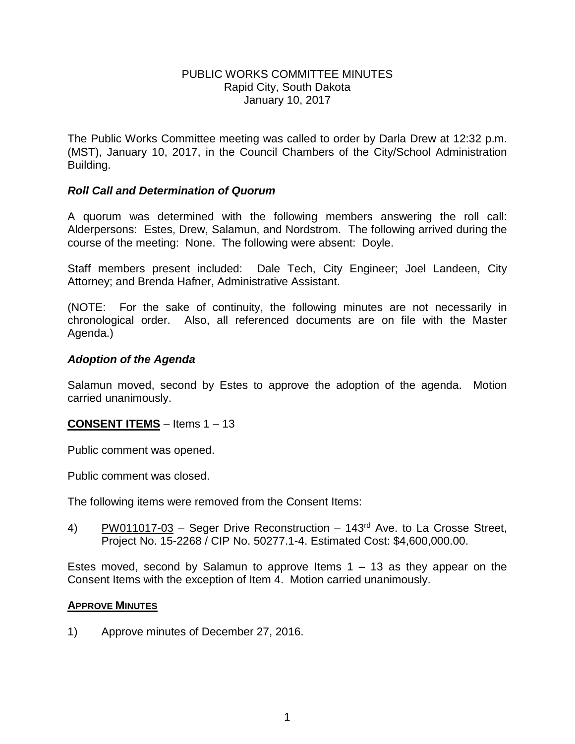# PUBLIC WORKS COMMITTEE MINUTES
Rapid City, South Dakota
January 10, 2017

The Public Works Committee meeting was called to order by Darla Drew at 12:32 p.m. (MST), January 10, 2017, in the Council Chambers of the City/School Administration Building.

### *Roll Call and Determination of Quorum*

A quorum was determined with the following members answering the roll call: Alderpersons: Estes, Drew, Salamun, and Nordstrom. The following arrived during the course of the meeting: None. The following were absent: Doyle.

Staff members present included: Dale Tech, City Engineer; Joel Landeen, City Attorney; and Brenda Hafner, Administrative Assistant.

(NOTE: For the sake of continuity, the following minutes are not necessarily in chronological order. Also, all referenced documents are on file with the Master Agenda.)

### *Adoption of the Agenda*

Salamun moved, second by Estes to approve the adoption of the agenda. Motion carried unanimously.

**CONSENT ITEMS** – Items 1 – 13

Public comment was opened.

Public comment was closed.

The following items were removed from the Consent Items:

4) PW011017-03 – Seger Drive Reconstruction – 143rd Ave. to La Crosse Street, Project No. 15-2268 / CIP No. 50277.1-4. Estimated Cost: $4,600,000.00.

Estes moved, second by Salamun to approve Items 1 – 13 as they appear on the Consent Items with the exception of Item 4. Motion carried unanimously.

**APPROVE MINUTES**

1) Approve minutes of December 27, 2016.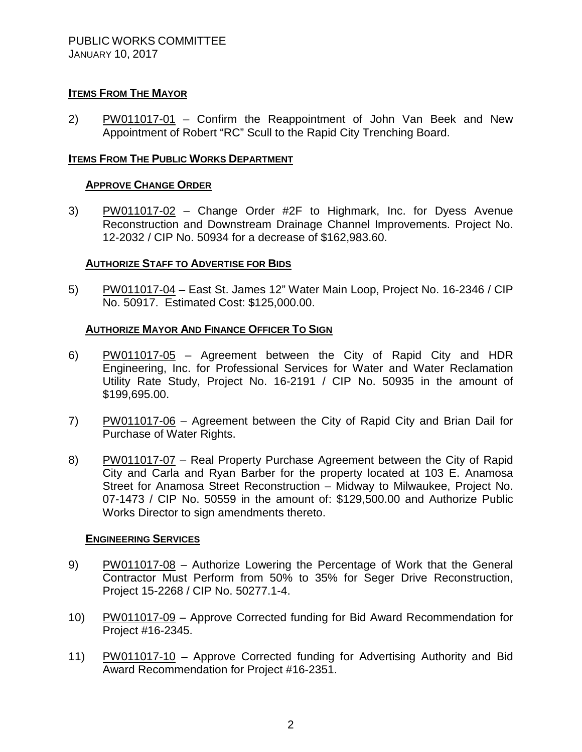## Items From The Mayor

2) PW011017-01 – Confirm the Reappointment of John Van Beek and New Appointment of Robert "RC" Scull to the Rapid City Trenching Board.

## Items From The Public Works Department

### Approve Change Order

3) PW011017-02 – Change Order #2F to Highmark, Inc. for Dyess Avenue Reconstruction and Downstream Drainage Channel Improvements. Project No. 12-2032 / CIP No. 50934 for a decrease of $162,983.60.

### Authorize Staff to Advertise for Bids

5) PW011017-04 – East St. James 12" Water Main Loop, Project No. 16-2346 / CIP No. 50917. Estimated Cost: $125,000.00.

### Authorize Mayor And Finance Officer To Sign

6) PW011017-05 – Agreement between the City of Rapid City and HDR Engineering, Inc. for Professional Services for Water and Water Reclamation Utility Rate Study, Project No. 16-2191 / CIP No. 50935 in the amount of $199,695.00.

7) PW011017-06 – Agreement between the City of Rapid City and Brian Dail for Purchase of Water Rights.

8) PW011017-07 – Real Property Purchase Agreement between the City of Rapid City and Carla and Ryan Barber for the property located at 103 E. Anamosa Street for Anamosa Street Reconstruction – Midway to Milwaukee, Project No. 07-1473 / CIP No. 50559 in the amount of: $129,500.00 and Authorize Public Works Director to sign amendments thereto.

### Engineering Services

9) PW011017-08 – Authorize Lowering the Percentage of Work that the General Contractor Must Perform from 50% to 35% for Seger Drive Reconstruction, Project 15-2268 / CIP No. 50277.1-4.

10) PW011017-09 – Approve Corrected funding for Bid Award Recommendation for Project #16-2345.

11) PW011017-10 – Approve Corrected funding for Advertising Authority and Bid Award Recommendation for Project #16-2351.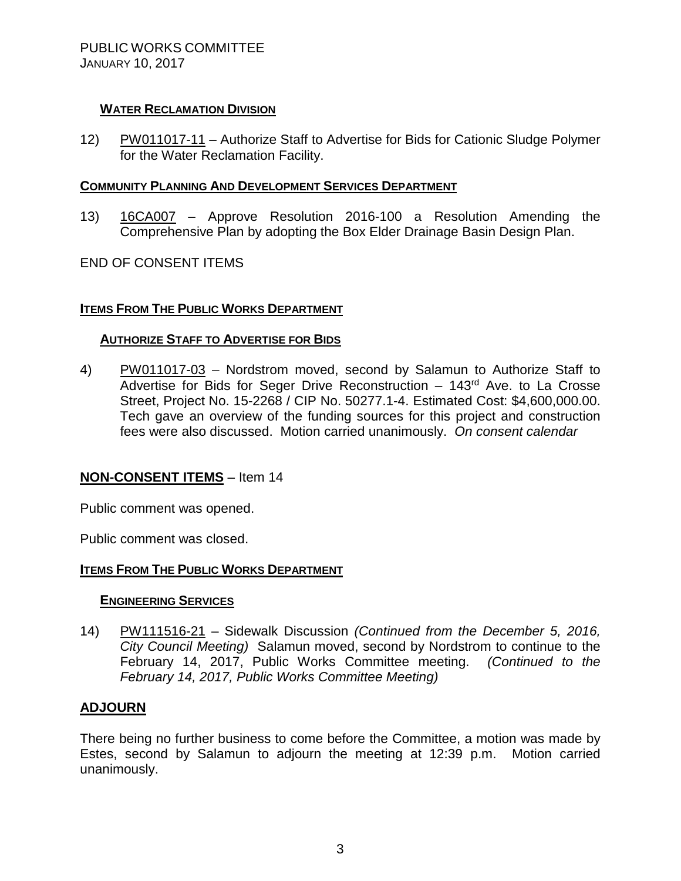#### WATER RECLAMATION DIVISION

12) PW011017-11 – Authorize Staff to Advertise for Bids for Cationic Sludge Polymer for the Water Reclamation Facility.

#### COMMUNITY PLANNING AND DEVELOPMENT SERVICES DEPARTMENT

13) 16CA007 – Approve Resolution 2016-100 a Resolution Amending the Comprehensive Plan by adopting the Box Elder Drainage Basin Design Plan.

END OF CONSENT ITEMS

#### ITEMS FROM THE PUBLIC WORKS DEPARTMENT

#### AUTHORIZE STAFF TO ADVERTISE FOR BIDS

4) PW011017-03 – Nordstrom moved, second by Salamun to Authorize Staff to Advertise for Bids for Seger Drive Reconstruction – 143rd Ave. to La Crosse Street, Project No. 15-2268 / CIP No. 50277.1-4. Estimated Cost: $4,600,000.00. Tech gave an overview of the funding sources for this project and construction fees were also discussed. Motion carried unanimously. *On consent calendar*

## NON-CONSENT ITEMS – Item 14

Public comment was opened.

Public comment was closed.

#### ITEMS FROM THE PUBLIC WORKS DEPARTMENT

#### ENGINEERING SERVICES

14) PW111516-21 – Sidewalk Discussion *(Continued from the December 5, 2016, City Council Meeting)* Salamun moved, second by Nordstrom to continue to the February 14, 2017, Public Works Committee meeting. *(Continued to the February 14, 2017, Public Works Committee Meeting)*

## ADJOURN

There being no further business to come before the Committee, a motion was made by Estes, second by Salamun to adjourn the meeting at 12:39 p.m. Motion carried unanimously.